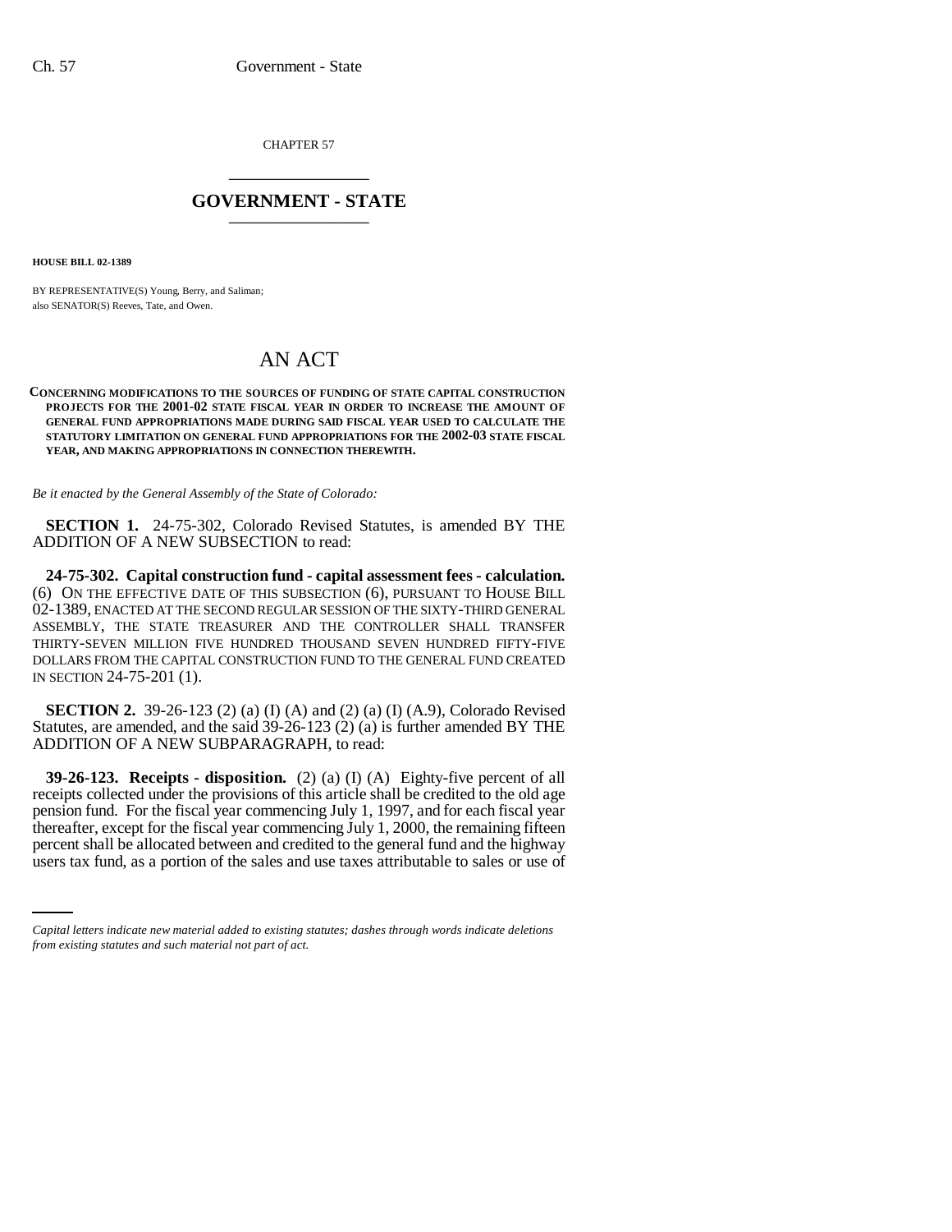CHAPTER 57

# GOVERNMENT - STATE

**HOUSE BILL 02-1389**

BY REPRESENTATIVE(S) Young, Berry, and Saliman;
also SENATOR(S) Reeves, Tate, and Owen.

# AN ACT

**CONCERNING MODIFICATIONS TO THE SOURCES OF FUNDING OF STATE CAPITAL CONSTRUCTION PROJECTS FOR THE 2001-02 STATE FISCAL YEAR IN ORDER TO INCREASE THE AMOUNT OF GENERAL FUND APPROPRIATIONS MADE DURING SAID FISCAL YEAR USED TO CALCULATE THE STATUTORY LIMITATION ON GENERAL FUND APPROPRIATIONS FOR THE 2002-03 STATE FISCAL YEAR, AND MAKING APPROPRIATIONS IN CONNECTION THEREWITH.**

*Be it enacted by the General Assembly of the State of Colorado:*

**SECTION 1.** 24-75-302, Colorado Revised Statutes, is amended BY THE ADDITION OF A NEW SUBSECTION to read:

**24-75-302. Capital construction fund - capital assessment fees - calculation.** (6) ON THE EFFECTIVE DATE OF THIS SUBSECTION (6), PURSUANT TO HOUSE BILL 02-1389, ENACTED AT THE SECOND REGULAR SESSION OF THE SIXTY-THIRD GENERAL ASSEMBLY, THE STATE TREASURER AND THE CONTROLLER SHALL TRANSFER THIRTY-SEVEN MILLION FIVE HUNDRED THOUSAND SEVEN HUNDRED FIFTY-FIVE DOLLARS FROM THE CAPITAL CONSTRUCTION FUND TO THE GENERAL FUND CREATED IN SECTION 24-75-201 (1).

**SECTION 2.** 39-26-123 (2) (a) (I) (A) and (2) (a) (I) (A.9), Colorado Revised Statutes, are amended, and the said 39-26-123 (2) (a) is further amended BY THE ADDITION OF A NEW SUBPARAGRAPH, to read:

**39-26-123. Receipts - disposition.** (2) (a) (I) (A) Eighty-five percent of all receipts collected under the provisions of this article shall be credited to the old age pension fund. For the fiscal year commencing July 1, 1997, and for each fiscal year thereafter, except for the fiscal year commencing July 1, 2000, the remaining fifteen percent shall be allocated between and credited to the general fund and the highway users tax fund, as a portion of the sales and use taxes attributable to sales or use of

*Capital letters indicate new material added to existing statutes; dashes through words indicate deletions from existing statutes and such material not part of act.*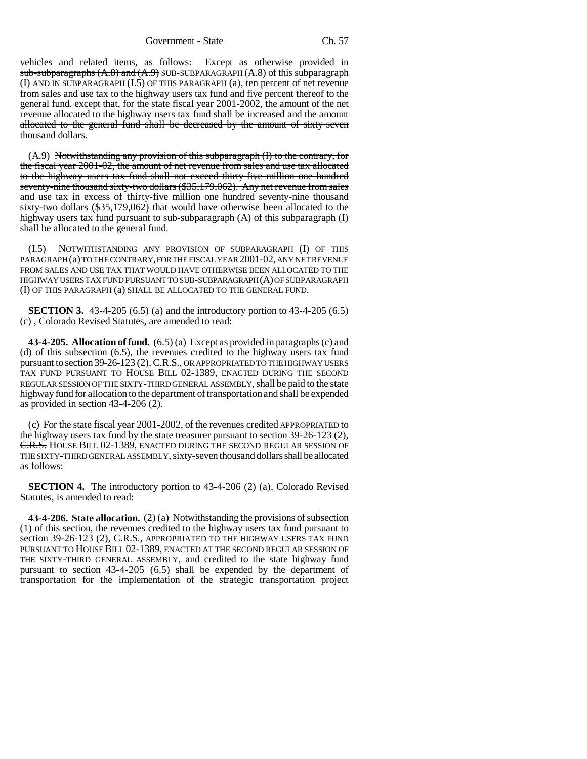vehicles and related items, as follows: Except as otherwise provided in ~~sub-subparagraphs (A.8) and (A.9)~~ SUB-SUBPARAGRAPH (A.8) of this subparagraph (I) AND IN SUBPARAGRAPH (I.5) OF THIS PARAGRAPH (a), ten percent of net revenue from sales and use tax to the highway users tax fund and five percent thereof to the general fund. ~~except that, for the state fiscal year 2001-2002, the amount of the net revenue allocated to the highway users tax fund shall be increased and the amount allocated to the general fund shall be decreased by the amount of sixty-seven thousand dollars.~~

(A.9) ~~Notwithstanding any provision of this subparagraph (I) to the contrary, for the fiscal year 2001-02, the amount of net revenue from sales and use tax allocated to the highway users tax fund shall not exceed thirty-five million one hundred seventy-nine thousand sixty-two dollars ($35,179,062). Any net revenue from sales and use tax in excess of thirty-five million one hundred seventy-nine thousand sixty-two dollars ($35,179,062) that would have otherwise been allocated to the highway users tax fund pursuant to sub-subparagraph (A) of this subparagraph (I) shall be allocated to the general fund.~~

(I.5) NOTWITHSTANDING ANY PROVISION OF SUBPARAGRAPH (I) OF THIS PARAGRAPH (a) TO THE CONTRARY, FOR THE FISCAL YEAR 2001-02, ANY NET REVENUE FROM SALES AND USE TAX THAT WOULD HAVE OTHERWISE BEEN ALLOCATED TO THE HIGHWAY USERS TAX FUND PURSUANT TO SUB-SUBPARAGRAPH (A) OF SUBPARAGRAPH (I) OF THIS PARAGRAPH (a) SHALL BE ALLOCATED TO THE GENERAL FUND.

**SECTION 3.** 43-4-205 (6.5) (a) and the introductory portion to 43-4-205 (6.5) (c) , Colorado Revised Statutes, are amended to read:

**43-4-205. Allocation of fund.** (6.5) (a) Except as provided in paragraphs (c) and (d) of this subsection (6.5), the revenues credited to the highway users tax fund pursuant to section 39-26-123 (2), C.R.S., OR APPROPRIATED TO THE HIGHWAY USERS TAX FUND PURSUANT TO HOUSE BILL 02-1389, ENACTED DURING THE SECOND REGULAR SESSION OF THE SIXTY-THIRD GENERAL ASSEMBLY, shall be paid to the state highway fund for allocation to the department of transportation and shall be expended as provided in section 43-4-206 (2).

(c) For the state fiscal year 2001-2002, of the revenues ~~credited~~ APPROPRIATED to the highway users tax fund ~~by the state treasurer~~ pursuant to ~~section 39-26-123 (2), C.R.S.~~ HOUSE BILL 02-1389, ENACTED DURING THE SECOND REGULAR SESSION OF THE SIXTY-THIRD GENERAL ASSEMBLY, sixty-seven thousand dollars shall be allocated as follows:

**SECTION 4.** The introductory portion to 43-4-206 (2) (a), Colorado Revised Statutes, is amended to read:

**43-4-206. State allocation.** (2) (a) Notwithstanding the provisions of subsection (1) of this section, the revenues credited to the highway users tax fund pursuant to section 39-26-123 (2), C.R.S., APPROPRIATED TO THE HIGHWAY USERS TAX FUND PURSUANT TO HOUSE BILL 02-1389, ENACTED AT THE SECOND REGULAR SESSION OF THE SIXTY-THIRD GENERAL ASSEMBLY, and credited to the state highway fund pursuant to section 43-4-205 (6.5) shall be expended by the department of transportation for the implementation of the strategic transportation project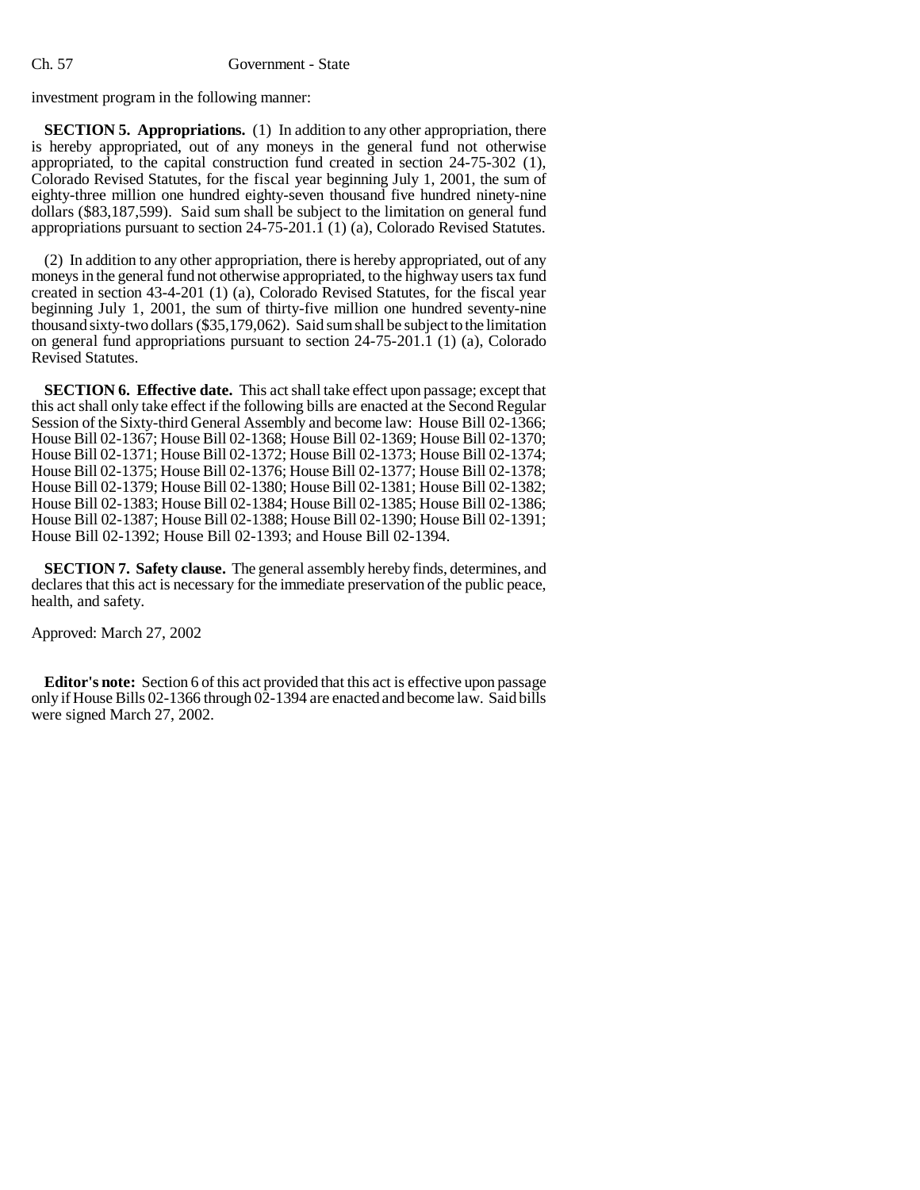investment program in the following manner:

**SECTION 5. Appropriations.** (1) In addition to any other appropriation, there is hereby appropriated, out of any moneys in the general fund not otherwise appropriated, to the capital construction fund created in section 24-75-302 (1), Colorado Revised Statutes, for the fiscal year beginning July 1, 2001, the sum of eighty-three million one hundred eighty-seven thousand five hundred ninety-nine dollars ($83,187,599). Said sum shall be subject to the limitation on general fund appropriations pursuant to section 24-75-201.1 (1) (a), Colorado Revised Statutes.

(2) In addition to any other appropriation, there is hereby appropriated, out of any moneys in the general fund not otherwise appropriated, to the highway users tax fund created in section 43-4-201 (1) (a), Colorado Revised Statutes, for the fiscal year beginning July 1, 2001, the sum of thirty-five million one hundred seventy-nine thousand sixty-two dollars ($35,179,062). Said sum shall be subject to the limitation on general fund appropriations pursuant to section 24-75-201.1 (1) (a), Colorado Revised Statutes.

**SECTION 6. Effective date.** This act shall take effect upon passage; except that this act shall only take effect if the following bills are enacted at the Second Regular Session of the Sixty-third General Assembly and become law: House Bill 02-1366; House Bill 02-1367; House Bill 02-1368; House Bill 02-1369; House Bill 02-1370; House Bill 02-1371; House Bill 02-1372; House Bill 02-1373; House Bill 02-1374; House Bill 02-1375; House Bill 02-1376; House Bill 02-1377; House Bill 02-1378; House Bill 02-1379; House Bill 02-1380; House Bill 02-1381; House Bill 02-1382; House Bill 02-1383; House Bill 02-1384; House Bill 02-1385; House Bill 02-1386; House Bill 02-1387; House Bill 02-1388; House Bill 02-1390; House Bill 02-1391; House Bill 02-1392; House Bill 02-1393; and House Bill 02-1394.

**SECTION 7. Safety clause.** The general assembly hereby finds, determines, and declares that this act is necessary for the immediate preservation of the public peace, health, and safety.

Approved: March 27, 2002

**Editor's note:** Section 6 of this act provided that this act is effective upon passage only if House Bills 02-1366 through 02-1394 are enacted and become law. Said bills were signed March 27, 2002.